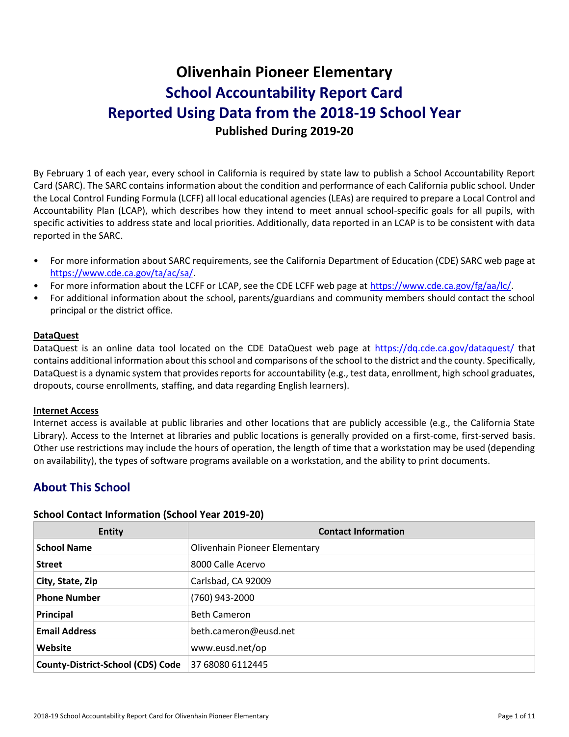# Olivenhain Pioneer Elementary

## School Accountability Report Card

## Reported Using Data from the 2018-19 School Year

### Published During 2019-20

By February 1 of each year, every school in California is required by state law to publish a School Accountability Report Card (SARC). The SARC contains information about the condition and performance of each California public school. Under the Local Control Funding Formula (LCFF) all local educational agencies (LEAs) are required to prepare a Local Control and Accountability Plan (LCAP), which describes how they intend to meet annual school-specific goals for all pupils, with specific activities to address state and local priorities. Additionally, data reported in an LCAP is to be consistent with data reported in the SARC.

- For more information about SARC requirements, see the California Department of Education (CDE) SARC web page at https://www.cde.ca.gov/ta/ac/sa/.
- For more information about the LCFF or LCAP, see the CDE LCFF web page at https://www.cde.ca.gov/fg/aa/lc/.
- For additional information about the school, parents/guardians and community members should contact the school principal or the district office.

**DataQuest**

DataQuest is an online data tool located on the CDE DataQuest web page at https://dq.cde.ca.gov/dataquest/ that contains additional information about this school and comparisons of the school to the district and the county. Specifically, DataQuest is a dynamic system that provides reports for accountability (e.g., test data, enrollment, high school graduates, dropouts, course enrollments, staffing, and data regarding English learners).

**Internet Access**

Internet access is available at public libraries and other locations that are publicly accessible (e.g., the California State Library). Access to the Internet at libraries and public locations is generally provided on a first-come, first-served basis. Other use restrictions may include the hours of operation, the length of time that a workstation may be used (depending on availability), the types of software programs available on a workstation, and the ability to print documents.

## About This School

### School Contact Information (School Year 2019-20)

| Entity | Contact Information |
|---|---|
| **School Name** | Olivenhain Pioneer Elementary |
| **Street** | 8000 Calle Acervo |
| **City, State, Zip** | Carlsbad, CA 92009 |
| **Phone Number** | (760) 943-2000 |
| **Principal** | Beth Cameron |
| **Email Address** | beth.cameron@eusd.net |
| **Website** | www.eusd.net/op |
| **County-District-School (CDS) Code** | 37 68080 6112445 |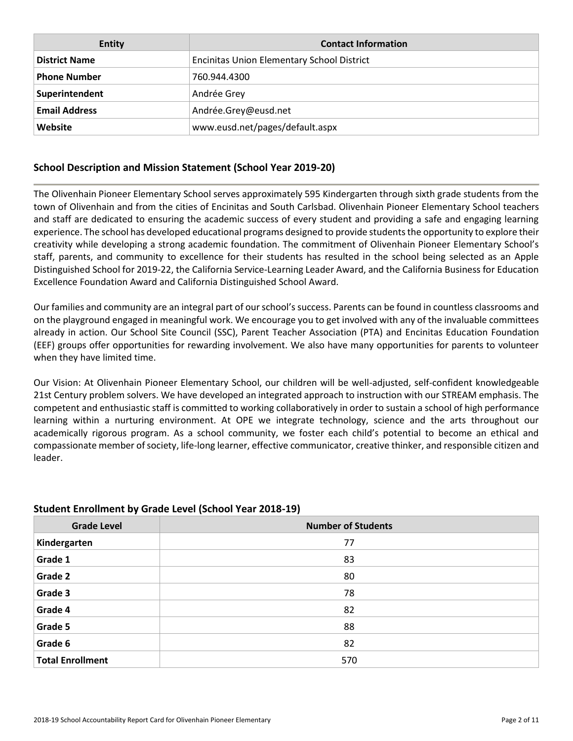| Entity | Contact Information |
| --- | --- |
| **District Name** | Encinitas Union Elementary School District |
| **Phone Number** | 760.944.4300 |
| **Superintendent** | Andrée Grey |
| **Email Address** | Andrée.Grey@eusd.net |
| **Website** | www.eusd.net/pages/default.aspx |

## School Description and Mission Statement (School Year 2019-20)

The Olivenhain Pioneer Elementary School serves approximately 595 Kindergarten through sixth grade students from the town of Olivenhain and from the cities of Encinitas and South Carlsbad. Olivenhain Pioneer Elementary School teachers and staff are dedicated to ensuring the academic success of every student and providing a safe and engaging learning experience. The school has developed educational programs designed to provide students the opportunity to explore their creativity while developing a strong academic foundation. The commitment of Olivenhain Pioneer Elementary School's staff, parents, and community to excellence for their students has resulted in the school being selected as an Apple Distinguished School for 2019-22, the California Service-Learning Leader Award, and the California Business for Education Excellence Foundation Award and California Distinguished School Award.

Our families and community are an integral part of our school's success. Parents can be found in countless classrooms and on the playground engaged in meaningful work. We encourage you to get involved with any of the invaluable committees already in action. Our School Site Council (SSC), Parent Teacher Association (PTA) and Encinitas Education Foundation (EEF) groups offer opportunities for rewarding involvement. We also have many opportunities for parents to volunteer when they have limited time.

Our Vision: At Olivenhain Pioneer Elementary School, our children will be well-adjusted, self-confident knowledgeable 21st Century problem solvers. We have developed an integrated approach to instruction with our STREAM emphasis. The competent and enthusiastic staff is committed to working collaboratively in order to sustain a school of high performance learning within a nurturing environment. At OPE we integrate technology, science and the arts throughout our academically rigorous program. As a school community, we foster each child's potential to become an ethical and compassionate member of society, life-long learner, effective communicator, creative thinker, and responsible citizen and leader.

## Student Enrollment by Grade Level (School Year 2018-19)

| Grade Level | Number of Students |
| --- | --- |
| **Kindergarten** | 77 |
| **Grade 1** | 83 |
| **Grade 2** | 80 |
| **Grade 3** | 78 |
| **Grade 4** | 82 |
| **Grade 5** | 88 |
| **Grade 6** | 82 |
| **Total Enrollment** | 570 |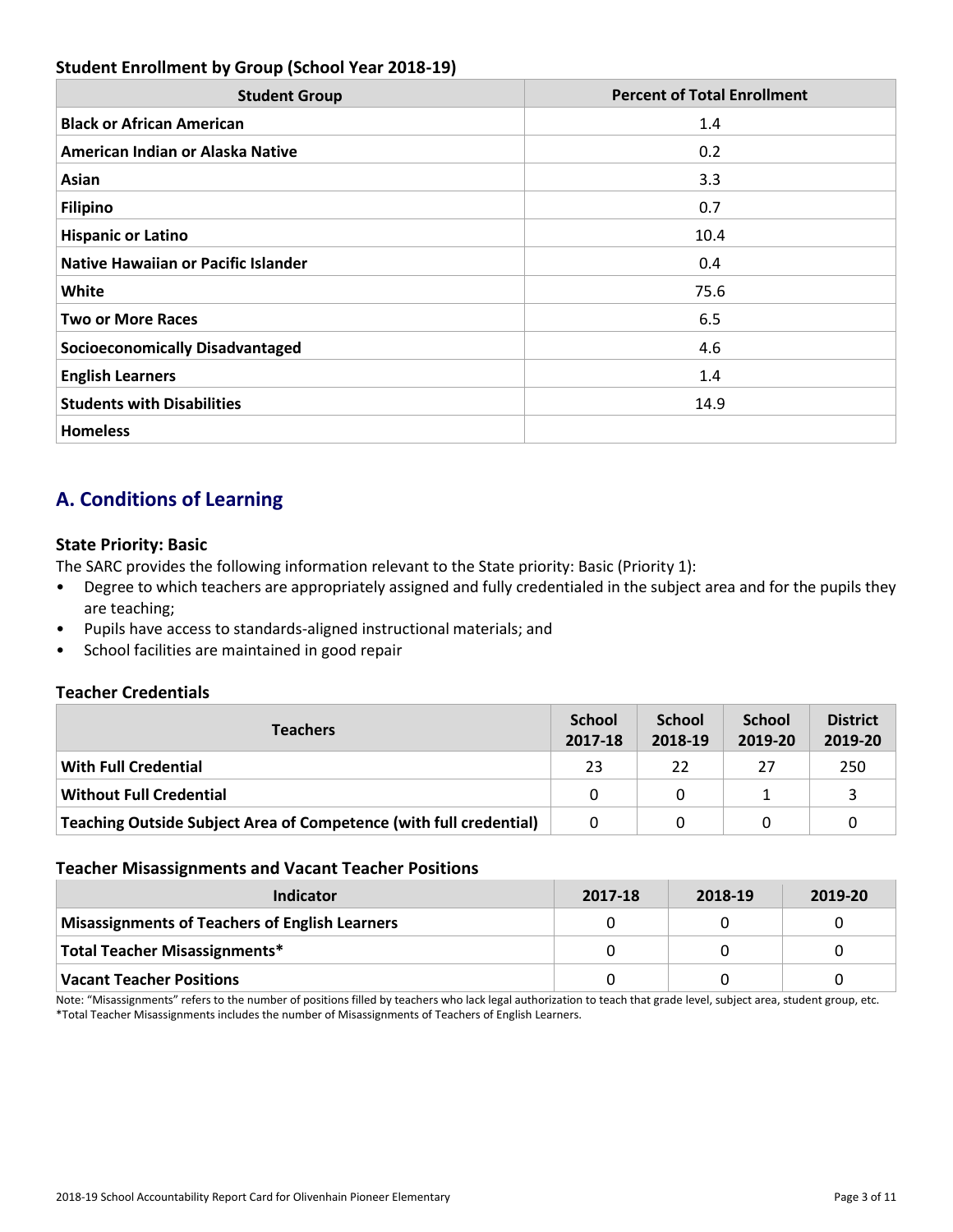### Student Enrollment by Group (School Year 2018-19)

| Student Group | Percent of Total Enrollment |
| --- | --- |
| **Black or African American** | 1.4 |
| **American Indian or Alaska Native** | 0.2 |
| **Asian** | 3.3 |
| **Filipino** | 0.7 |
| **Hispanic or Latino** | 10.4 |
| **Native Hawaiian or Pacific Islander** | 0.4 |
| **White** | 75.6 |
| **Two or More Races** | 6.5 |
| **Socioeconomically Disadvantaged** | 4.6 |
| **English Learners** | 1.4 |
| **Students with Disabilities** | 14.9 |
| **Homeless** | |

## A. Conditions of Learning

### State Priority: Basic

The SARC provides the following information relevant to the State priority: Basic (Priority 1):

- Degree to which teachers are appropriately assigned and fully credentialed in the subject area and for the pupils they are teaching;
- Pupils have access to standards-aligned instructional materials; and
- School facilities are maintained in good repair

### Teacher Credentials

| Teachers | School 2017-18 | School 2018-19 | School 2019-20 | District 2019-20 |
| --- | --- | --- | --- | --- |
| **With Full Credential** | 23 | 22 | 27 | 250 |
| **Without Full Credential** | 0 | 0 | 1 | 3 |
| **Teaching Outside Subject Area of Competence (with full credential)** | 0 | 0 | 0 | 0 |

### Teacher Misassignments and Vacant Teacher Positions

| Indicator | 2017-18 | 2018-19 | 2019-20 |
| --- | --- | --- | --- |
| **Misassignments of Teachers of English Learners** | 0 | 0 | 0 |
| **Total Teacher Misassignments*** | 0 | 0 | 0 |
| **Vacant Teacher Positions** | 0 | 0 | 0 |

Note: "Misassignments" refers to the number of positions filled by teachers who lack legal authorization to teach that grade level, subject area, student group, etc.
*Total Teacher Misassignments includes the number of Misassignments of Teachers of English Learners.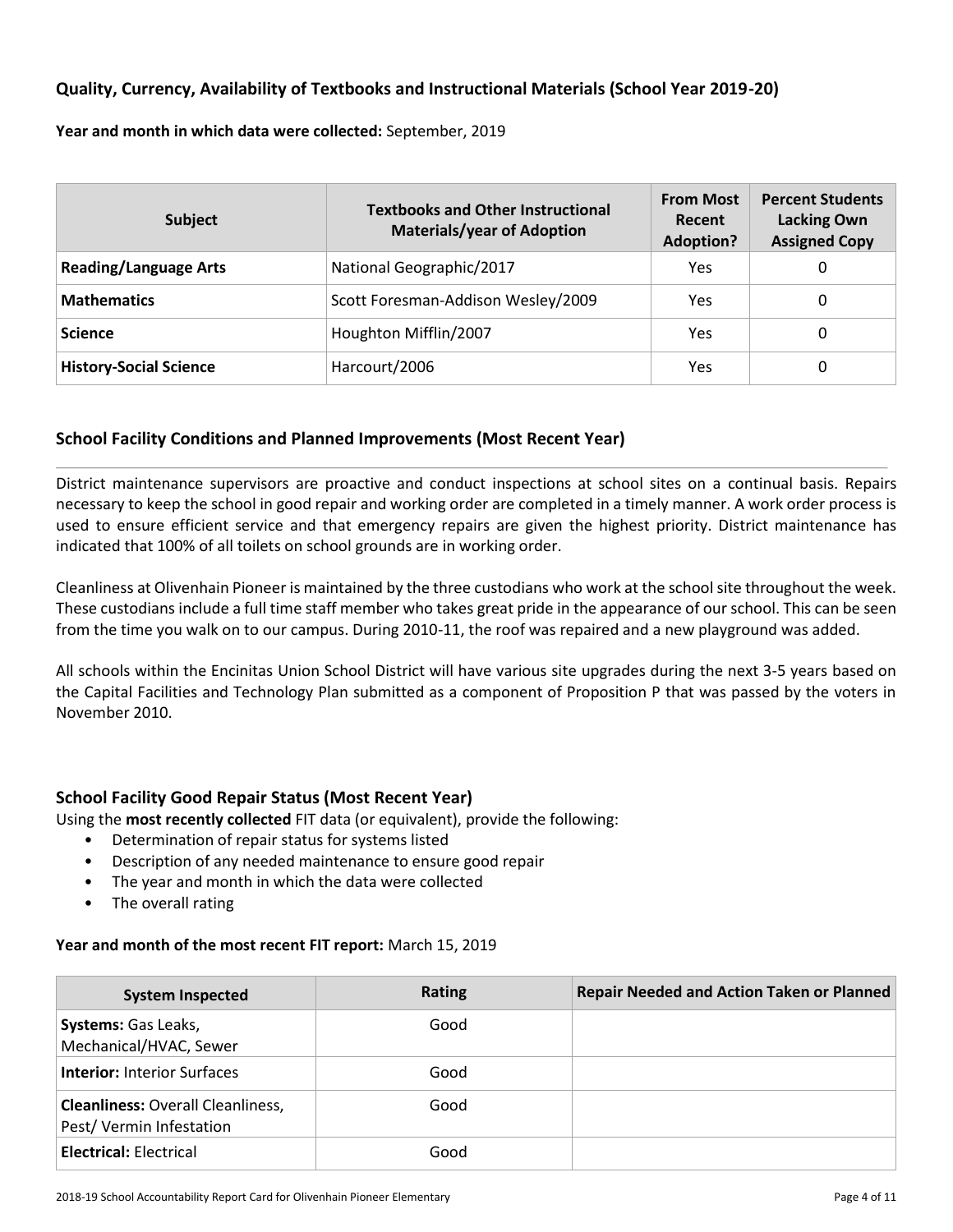## Quality, Currency, Availability of Textbooks and Instructional Materials (School Year 2019-20)

**Year and month in which data were collected:** September, 2019

| Subject | Textbooks and Other Instructional Materials/year of Adoption | From Most Recent Adoption? | Percent Students Lacking Own Assigned Copy |
|---|---|---|---|
| **Reading/Language Arts** | National Geographic/2017 | Yes | 0 |
| **Mathematics** | Scott Foresman-Addison Wesley/2009 | Yes | 0 |
| **Science** | Houghton Mifflin/2007 | Yes | 0 |
| **History-Social Science** | Harcourt/2006 | Yes | 0 |

## School Facility Conditions and Planned Improvements (Most Recent Year)

District maintenance supervisors are proactive and conduct inspections at school sites on a continual basis. Repairs necessary to keep the school in good repair and working order are completed in a timely manner. A work order process is used to ensure efficient service and that emergency repairs are given the highest priority. District maintenance has indicated that 100% of all toilets on school grounds are in working order.

Cleanliness at Olivenhain Pioneer is maintained by the three custodians who work at the school site throughout the week. These custodians include a full time staff member who takes great pride in the appearance of our school. This can be seen from the time you walk on to our campus. During 2010-11, the roof was repaired and a new playground was added.

All schools within the Encinitas Union School District will have various site upgrades during the next 3-5 years based on the Capital Facilities and Technology Plan submitted as a component of Proposition P that was passed by the voters in November 2010.

## School Facility Good Repair Status (Most Recent Year)

Using the **most recently collected** FIT data (or equivalent), provide the following:

- Determination of repair status for systems listed
- Description of any needed maintenance to ensure good repair
- The year and month in which the data were collected
- The overall rating

**Year and month of the most recent FIT report:** March 15, 2019

| System Inspected | Rating | Repair Needed and Action Taken or Planned |
|---|---|---|
| **Systems:** Gas Leaks, Mechanical/HVAC, Sewer | Good | |
| **Interior:** Interior Surfaces | Good | |
| **Cleanliness:** Overall Cleanliness, Pest/ Vermin Infestation | Good | |
| **Electrical:** Electrical | Good | |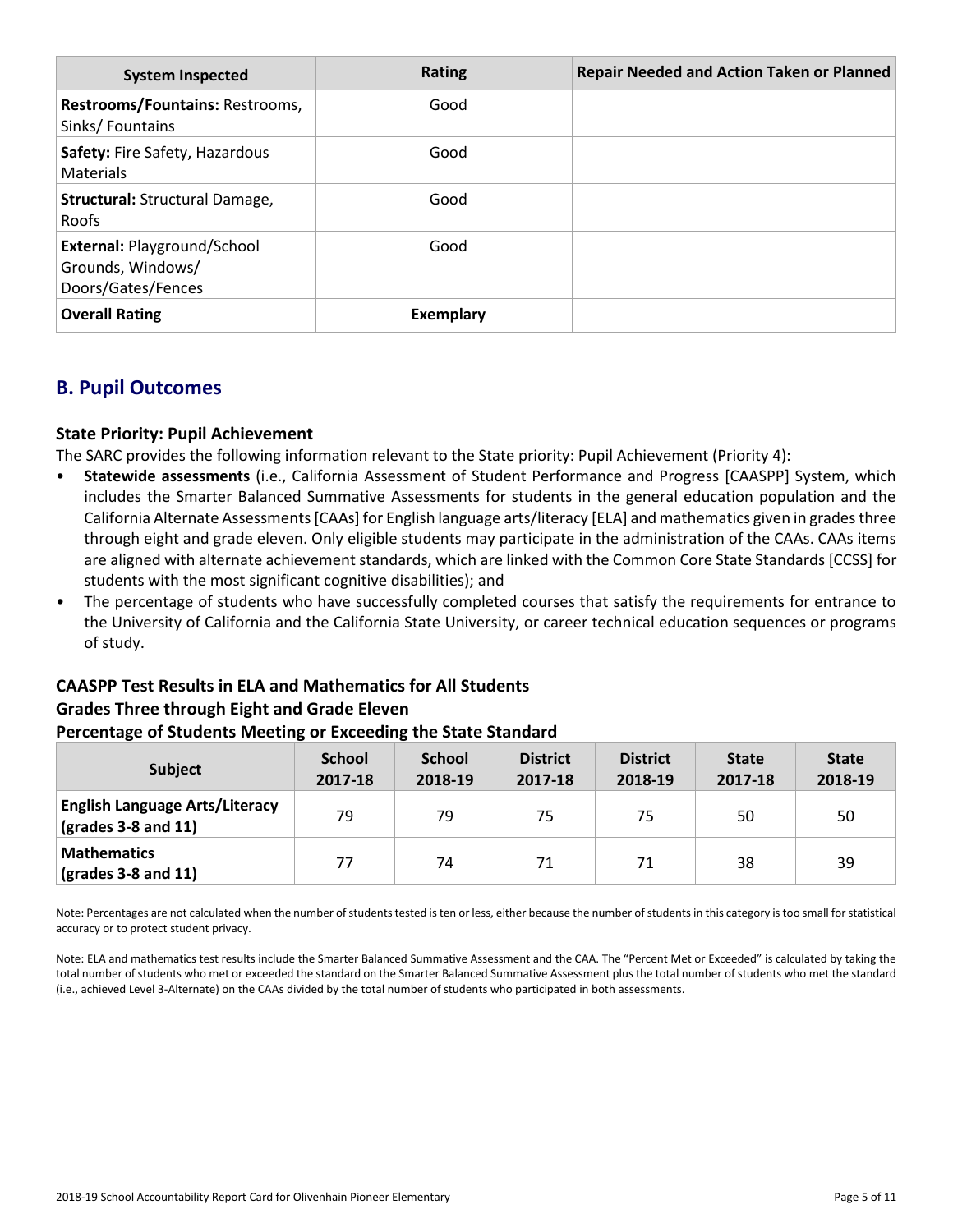| System Inspected | Rating | Repair Needed and Action Taken or Planned |
|---|---|---|
| **Restrooms/Fountains:** Restrooms, Sinks/ Fountains | Good | |
| **Safety:** Fire Safety, Hazardous Materials | Good | |
| **Structural:** Structural Damage, Roofs | Good | |
| **External:** Playground/School Grounds, Windows/ Doors/Gates/Fences | Good | |
| **Overall Rating** | **Exemplary** | |

## B. Pupil Outcomes

### State Priority: Pupil Achievement

The SARC provides the following information relevant to the State priority: Pupil Achievement (Priority 4):

- **Statewide assessments** (i.e., California Assessment of Student Performance and Progress [CAASPP] System, which includes the Smarter Balanced Summative Assessments for students in the general education population and the California Alternate Assessments [CAAs] for English language arts/literacy [ELA] and mathematics given in grades three through eight and grade eleven. Only eligible students may participate in the administration of the CAAs. CAAs items are aligned with alternate achievement standards, which are linked with the Common Core State Standards [CCSS] for students with the most significant cognitive disabilities); and
- The percentage of students who have successfully completed courses that satisfy the requirements for entrance to the University of California and the California State University, or career technical education sequences or programs of study.

### CAASPP Test Results in ELA and Mathematics for All Students
### Grades Three through Eight and Grade Eleven
### Percentage of Students Meeting or Exceeding the State Standard

| Subject | School 2017-18 | School 2018-19 | District 2017-18 | District 2018-19 | State 2017-18 | State 2018-19 |
|---|---|---|---|---|---|---|
| **English Language Arts/Literacy (grades 3-8 and 11)** | 79 | 79 | 75 | 75 | 50 | 50 |
| **Mathematics (grades 3-8 and 11)** | 77 | 74 | 71 | 71 | 38 | 39 |

Note: Percentages are not calculated when the number of students tested is ten or less, either because the number of students in this category is too small for statistical accuracy or to protect student privacy.

Note: ELA and mathematics test results include the Smarter Balanced Summative Assessment and the CAA. The "Percent Met or Exceeded" is calculated by taking the total number of students who met or exceeded the standard on the Smarter Balanced Summative Assessment plus the total number of students who met the standard (i.e., achieved Level 3-Alternate) on the CAAs divided by the total number of students who participated in both assessments.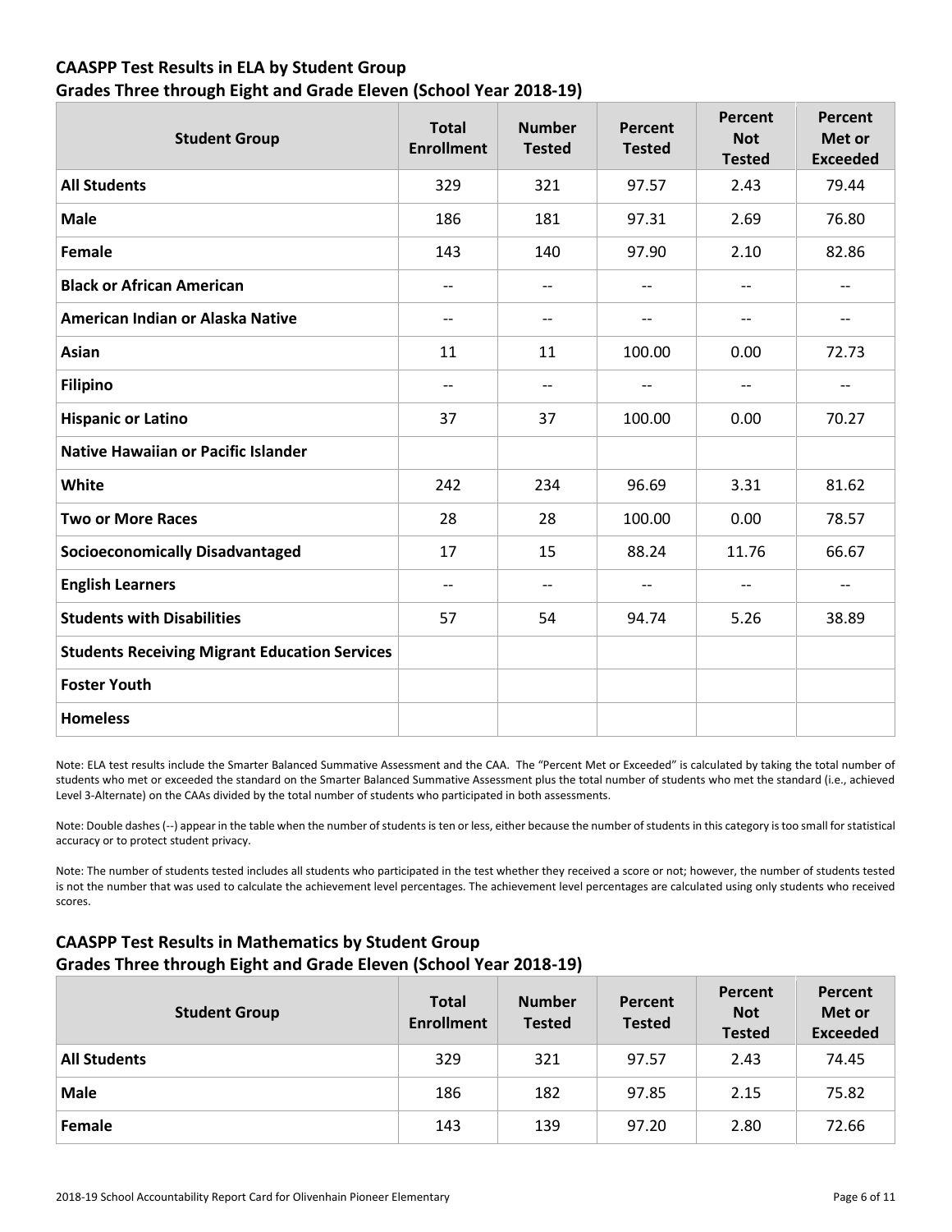### CAASPP Test Results in ELA by Student Group
### Grades Three through Eight and Grade Eleven (School Year 2018-19)

| Student Group | Total Enrollment | Number Tested | Percent Tested | Percent Not Tested | Percent Met or Exceeded |
|---|---|---|---|---|---|
| **All Students** | 329 | 321 | 97.57 | 2.43 | 79.44 |
| **Male** | 186 | 181 | 97.31 | 2.69 | 76.80 |
| **Female** | 143 | 140 | 97.90 | 2.10 | 82.86 |
| **Black or African American** | -- | -- | -- | -- | -- |
| **American Indian or Alaska Native** | -- | -- | -- | -- | -- |
| **Asian** | 11 | 11 | 100.00 | 0.00 | 72.73 |
| **Filipino** | -- | -- | -- | -- | -- |
| **Hispanic or Latino** | 37 | 37 | 100.00 | 0.00 | 70.27 |
| **Native Hawaiian or Pacific Islander** | | | | | |
| **White** | 242 | 234 | 96.69 | 3.31 | 81.62 |
| **Two or More Races** | 28 | 28 | 100.00 | 0.00 | 78.57 |
| **Socioeconomically Disadvantaged** | 17 | 15 | 88.24 | 11.76 | 66.67 |
| **English Learners** | -- | -- | -- | -- | -- |
| **Students with Disabilities** | 57 | 54 | 94.74 | 5.26 | 38.89 |
| **Students Receiving Migrant Education Services** | | | | | |
| **Foster Youth** | | | | | |
| **Homeless** | | | | | |

Note: ELA test results include the Smarter Balanced Summative Assessment and the CAA. The "Percent Met or Exceeded" is calculated by taking the total number of students who met or exceeded the standard on the Smarter Balanced Summative Assessment plus the total number of students who met the standard (i.e., achieved Level 3-Alternate) on the CAAs divided by the total number of students who participated in both assessments.

Note: Double dashes (--) appear in the table when the number of students is ten or less, either because the number of students in this category is too small for statistical accuracy or to protect student privacy.

Note: The number of students tested includes all students who participated in the test whether they received a score or not; however, the number of students tested is not the number that was used to calculate the achievement level percentages. The achievement level percentages are calculated using only students who received scores.

### CAASPP Test Results in Mathematics by Student Group
### Grades Three through Eight and Grade Eleven (School Year 2018-19)

| Student Group | Total Enrollment | Number Tested | Percent Tested | Percent Not Tested | Percent Met or Exceeded |
|---|---|---|---|---|---|
| **All Students** | 329 | 321 | 97.57 | 2.43 | 74.45 |
| **Male** | 186 | 182 | 97.85 | 2.15 | 75.82 |
| **Female** | 143 | 139 | 97.20 | 2.80 | 72.66 |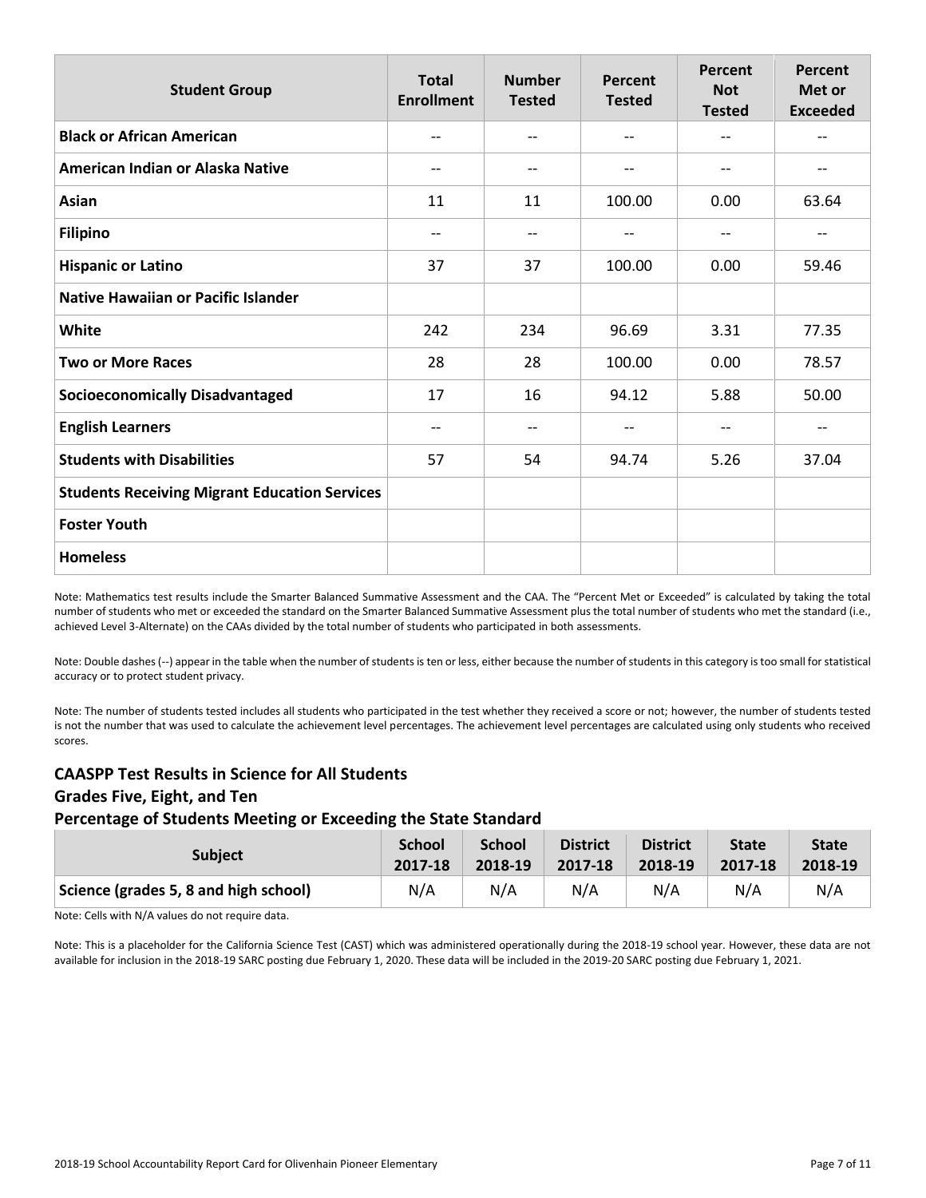| Student Group | Total Enrollment | Number Tested | Percent Tested | Percent Not Tested | Percent Met or Exceeded |
|---|---|---|---|---|---|
| **Black or African American** | -- | -- | -- | -- | -- |
| **American Indian or Alaska Native** | -- | -- | -- | -- | -- |
| **Asian** | 11 | 11 | 100.00 | 0.00 | 63.64 |
| **Filipino** | -- | -- | -- | -- | -- |
| **Hispanic or Latino** | 37 | 37 | 100.00 | 0.00 | 59.46 |
| **Native Hawaiian or Pacific Islander** | | | | | |
| **White** | 242 | 234 | 96.69 | 3.31 | 77.35 |
| **Two or More Races** | 28 | 28 | 100.00 | 0.00 | 78.57 |
| **Socioeconomically Disadvantaged** | 17 | 16 | 94.12 | 5.88 | 50.00 |
| **English Learners** | -- | -- | -- | -- | -- |
| **Students with Disabilities** | 57 | 54 | 94.74 | 5.26 | 37.04 |
| **Students Receiving Migrant Education Services** | | | | | |
| **Foster Youth** | | | | | |
| **Homeless** | | | | | |

Note: Mathematics test results include the Smarter Balanced Summative Assessment and the CAA. The "Percent Met or Exceeded" is calculated by taking the total number of students who met or exceeded the standard on the Smarter Balanced Summative Assessment plus the total number of students who met the standard (i.e., achieved Level 3-Alternate) on the CAAs divided by the total number of students who participated in both assessments.

Note: Double dashes (--) appear in the table when the number of students is ten or less, either because the number of students in this category is too small for statistical accuracy or to protect student privacy.

Note: The number of students tested includes all students who participated in the test whether they received a score or not; however, the number of students tested is not the number that was used to calculate the achievement level percentages. The achievement level percentages are calculated using only students who received scores.

## CAASPP Test Results in Science for All Students

## Grades Five, Eight, and Ten

## Percentage of Students Meeting or Exceeding the State Standard

| Subject | School 2017-18 | School 2018-19 | District 2017-18 | District 2018-19 | State 2017-18 | State 2018-19 |
|---|---|---|---|---|---|---|
| **Science (grades 5, 8 and high school)** | N/A | N/A | N/A | N/A | N/A | N/A |

Note: Cells with N/A values do not require data.

Note: This is a placeholder for the California Science Test (CAST) which was administered operationally during the 2018-19 school year. However, these data are not available for inclusion in the 2018-19 SARC posting due February 1, 2020. These data will be included in the 2019-20 SARC posting due February 1, 2021.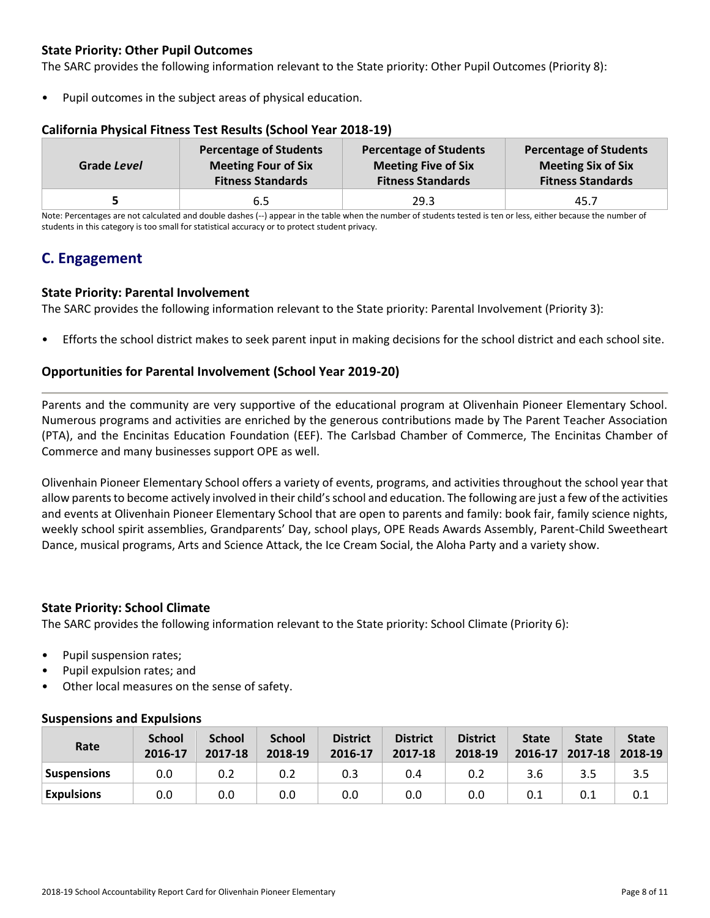### State Priority: Other Pupil Outcomes

The SARC provides the following information relevant to the State priority: Other Pupil Outcomes (Priority 8):

- Pupil outcomes in the subject areas of physical education.

#### California Physical Fitness Test Results (School Year 2018-19)

| Grade *Level* | Percentage of Students Meeting Four of Six Fitness Standards | Percentage of Students Meeting Five of Six Fitness Standards | Percentage of Students Meeting Six of Six Fitness Standards |
|---|---|---|---|
| 5 | 6.5 | 29.3 | 45.7 |

Note: Percentages are not calculated and double dashes (--) appear in the table when the number of students tested is ten or less, either because the number of students in this category is too small for statistical accuracy or to protect student privacy.

## C. Engagement

### State Priority: Parental Involvement

The SARC provides the following information relevant to the State priority: Parental Involvement (Priority 3):

- Efforts the school district makes to seek parent input in making decisions for the school district and each school site.

### Opportunities for Parental Involvement (School Year 2019-20)

Parents and the community are very supportive of the educational program at Olivenhain Pioneer Elementary School. Numerous programs and activities are enriched by the generous contributions made by The Parent Teacher Association (PTA), and the Encinitas Education Foundation (EEF). The Carlsbad Chamber of Commerce, The Encinitas Chamber of Commerce and many businesses support OPE as well.

Olivenhain Pioneer Elementary School offers a variety of events, programs, and activities throughout the school year that allow parents to become actively involved in their child's school and education. The following are just a few of the activities and events at Olivenhain Pioneer Elementary School that are open to parents and family: book fair, family science nights, weekly school spirit assemblies, Grandparents' Day, school plays, OPE Reads Awards Assembly, Parent-Child Sweetheart Dance, musical programs, Arts and Science Attack, the Ice Cream Social, the Aloha Party and a variety show.

### State Priority: School Climate

The SARC provides the following information relevant to the State priority: School Climate (Priority 6):

- Pupil suspension rates;
- Pupil expulsion rates; and
- Other local measures on the sense of safety.

#### Suspensions and Expulsions

| Rate | School 2016-17 | School 2017-18 | School 2018-19 | District 2016-17 | District 2017-18 | District 2018-19 | State 2016-17 | State 2017-18 | State 2018-19 |
|---|---|---|---|---|---|---|---|---|---|
| Suspensions | 0.0 | 0.2 | 0.2 | 0.3 | 0.4 | 0.2 | 3.6 | 3.5 | 3.5 |
| Expulsions | 0.0 | 0.0 | 0.0 | 0.0 | 0.0 | 0.0 | 0.1 | 0.1 | 0.1 |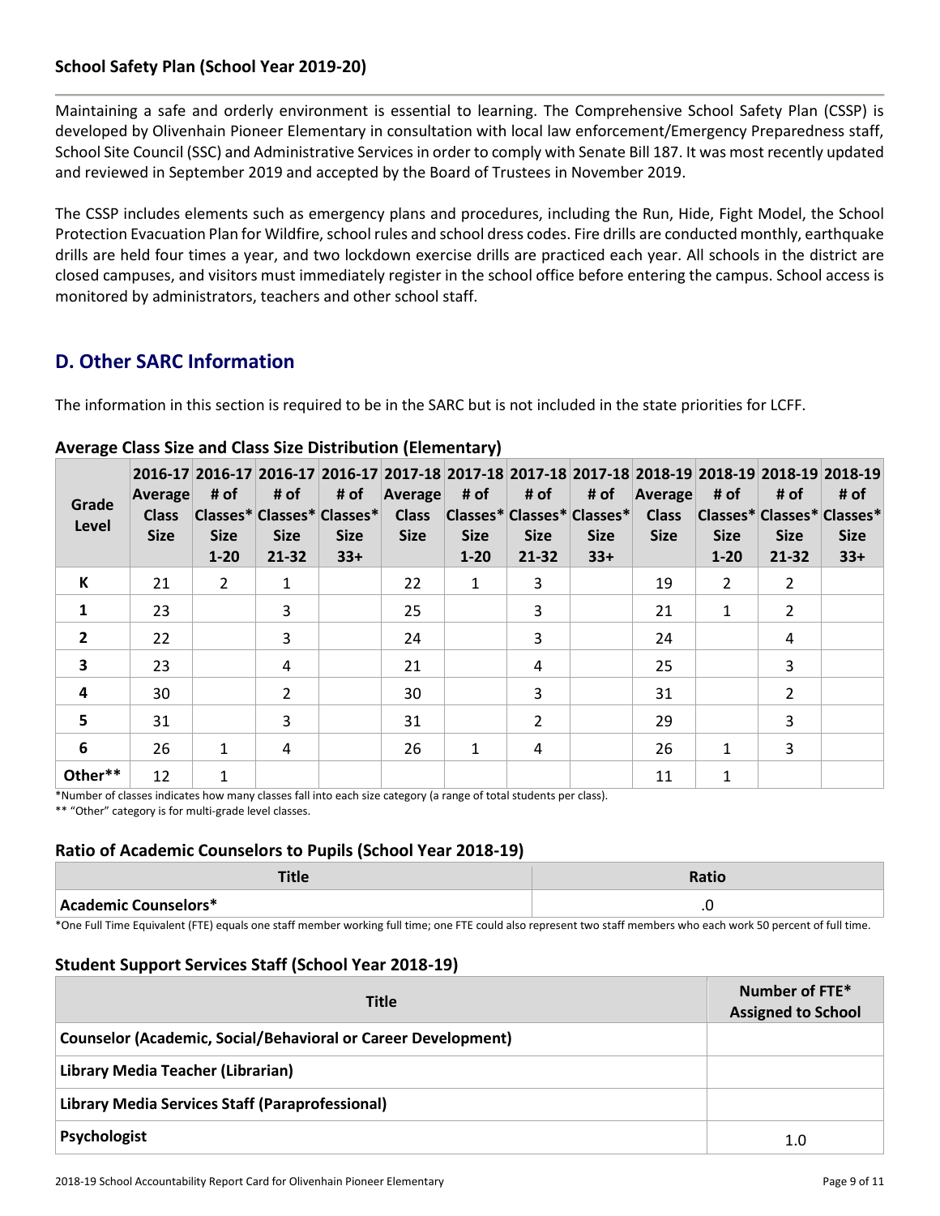### School Safety Plan (School Year 2019-20)

Maintaining a safe and orderly environment is essential to learning. The Comprehensive School Safety Plan (CSSP) is developed by Olivenhain Pioneer Elementary in consultation with local law enforcement/Emergency Preparedness staff, School Site Council (SSC) and Administrative Services in order to comply with Senate Bill 187. It was most recently updated and reviewed in September 2019 and accepted by the Board of Trustees in November 2019.

The CSSP includes elements such as emergency plans and procedures, including the Run, Hide, Fight Model, the School Protection Evacuation Plan for Wildfire, school rules and school dress codes. Fire drills are conducted monthly, earthquake drills are held four times a year, and two lockdown exercise drills are practiced each year. All schools in the district are closed campuses, and visitors must immediately register in the school office before entering the campus. School access is monitored by administrators, teachers and other school staff.

## D. Other SARC Information

The information in this section is required to be in the SARC but is not included in the state priorities for LCFF.

### Average Class Size and Class Size Distribution (Elementary)

| Grade Level | 2016-17 Average Class Size | 2016-17 # of Classes* Size 1-20 | 2016-17 # of Classes* Size 21-32 | 2016-17 # of Classes* Size 33+ | 2017-18 Average Class Size | 2017-18 # of Classes* Size 1-20 | 2017-18 # of Classes* Size 21-32 | 2017-18 # of Classes* Size 33+ | 2018-19 Average Class Size | 2018-19 # of Classes* Size 1-20 | 2018-19 # of Classes* Size 21-32 | 2018-19 # of Classes* Size 33+ |
|---|---|---|---|---|---|---|---|---|---|---|---|---|
| K | 21 | 2 | 1 | | 22 | 1 | 3 | | 19 | 2 | 2 | |
| 1 | 23 | | 3 | | 25 | | 3 | | 21 | 1 | 2 | |
| 2 | 22 | | 3 | | 24 | | 3 | | 24 | | 4 | |
| 3 | 23 | | 4 | | 21 | | 4 | | 25 | | 3 | |
| 4 | 30 | | 2 | | 30 | | 3 | | 31 | | 2 | |
| 5 | 31 | | 3 | | 31 | | 2 | | 29 | | 3 | |
| 6 | 26 | 1 | 4 | | 26 | 1 | 4 | | 26 | 1 | 3 | |
| Other** | 12 | 1 | | | | | | | 11 | 1 | | |

*Number of classes indicates how many classes fall into each size category (a range of total students per class).

** "Other" category is for multi-grade level classes.

### Ratio of Academic Counselors to Pupils (School Year 2018-19)

| Title | Ratio |
|---|---|
| Academic Counselors* | .0 |

*One Full Time Equivalent (FTE) equals one staff member working full time; one FTE could also represent two staff members who each work 50 percent of full time.

### Student Support Services Staff (School Year 2018-19)

| Title | Number of FTE* Assigned to School |
|---|---|
| Counselor (Academic, Social/Behavioral or Career Development) | |
| Library Media Teacher (Librarian) | |
| Library Media Services Staff (Paraprofessional) | |
| Psychologist | 1.0 |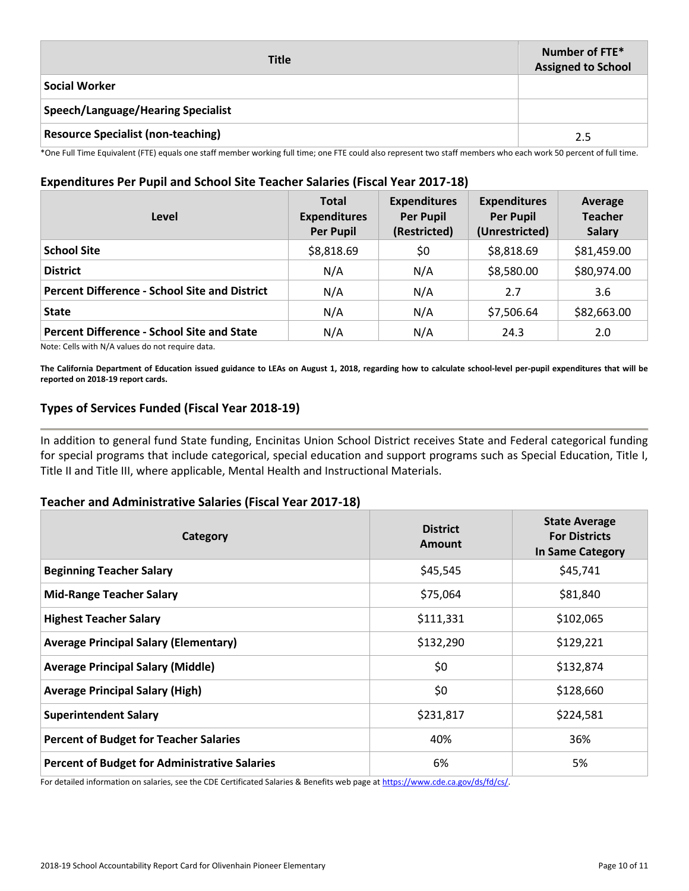| Title | Number of FTE* Assigned to School |
|---|---|
| **Social Worker** | |
| **Speech/Language/Hearing Specialist** | |
| **Resource Specialist (non-teaching)** | 2.5 |

*One Full Time Equivalent (FTE) equals one staff member working full time; one FTE could also represent two staff members who each work 50 percent of full time.

### Expenditures Per Pupil and School Site Teacher Salaries (Fiscal Year 2017-18)

| Level | Total Expenditures Per Pupil | Expenditures Per Pupil (Restricted) | Expenditures Per Pupil (Unrestricted) | Average Teacher Salary |
|---|---|---|---|---|
| **School Site** | $8,818.69 | $0 | $8,818.69 | $81,459.00 |
| **District** | N/A | N/A | $8,580.00 | $80,974.00 |
| **Percent Difference - School Site and District** | N/A | N/A | 2.7 | 3.6 |
| **State** | N/A | N/A | $7,506.64 | $82,663.00 |
| **Percent Difference - School Site and State** | N/A | N/A | 24.3 | 2.0 |

Note: Cells with N/A values do not require data.

**The California Department of Education issued guidance to LEAs on August 1, 2018, regarding how to calculate school-level per-pupil expenditures that will be reported on 2018-19 report cards.**

### Types of Services Funded (Fiscal Year 2018-19)

In addition to general fund State funding, Encinitas Union School District receives State and Federal categorical funding for special programs that include categorical, special education and support programs such as Special Education, Title I, Title II and Title III, where applicable, Mental Health and Instructional Materials.

### Teacher and Administrative Salaries (Fiscal Year 2017-18)

| Category | District Amount | State Average For Districts In Same Category |
|---|---|---|
| **Beginning Teacher Salary** | $45,545 | $45,741 |
| **Mid-Range Teacher Salary** | $75,064 | $81,840 |
| **Highest Teacher Salary** | $111,331 | $102,065 |
| **Average Principal Salary (Elementary)** | $132,290 | $129,221 |
| **Average Principal Salary (Middle)** | $0 | $132,874 |
| **Average Principal Salary (High)** | $0 | $128,660 |
| **Superintendent Salary** | $231,817 | $224,581 |
| **Percent of Budget for Teacher Salaries** | 40% | 36% |
| **Percent of Budget for Administrative Salaries** | 6% | 5% |

For detailed information on salaries, see the CDE Certificated Salaries & Benefits web page at https://www.cde.ca.gov/ds/fd/cs/.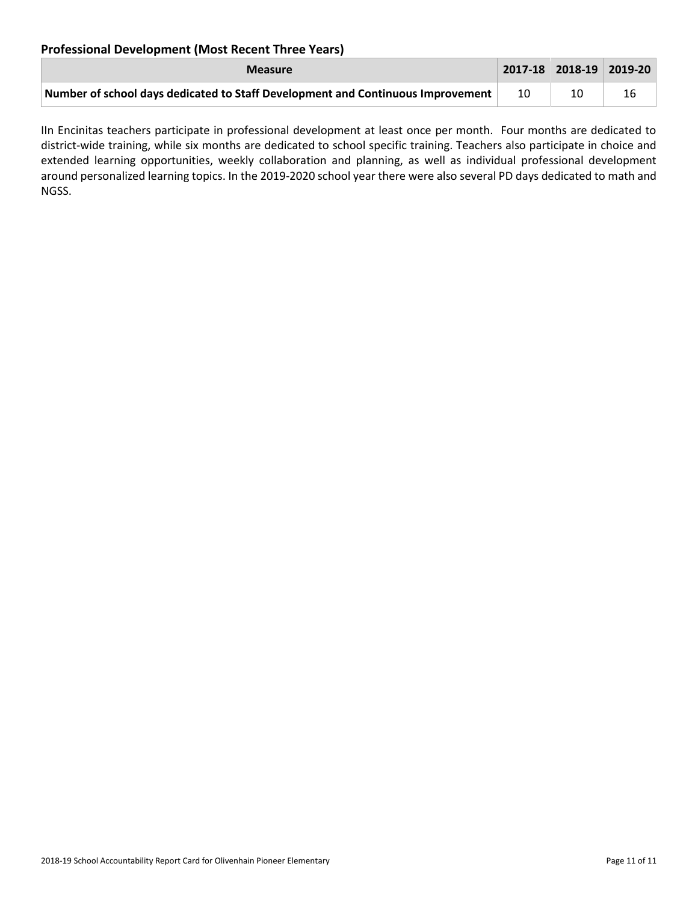### Professional Development (Most Recent Three Years)

| Measure | 2017-18 | 2018-19 | 2019-20 |
| --- | --- | --- | --- |
| Number of school days dedicated to Staff Development and Continuous Improvement | 10 | 10 | 16 |

IIn Encinitas teachers participate in professional development at least once per month. Four months are dedicated to district-wide training, while six months are dedicated to school specific training. Teachers also participate in choice and extended learning opportunities, weekly collaboration and planning, as well as individual professional development around personalized learning topics. In the 2019-2020 school year there were also several PD days dedicated to math and NGSS.